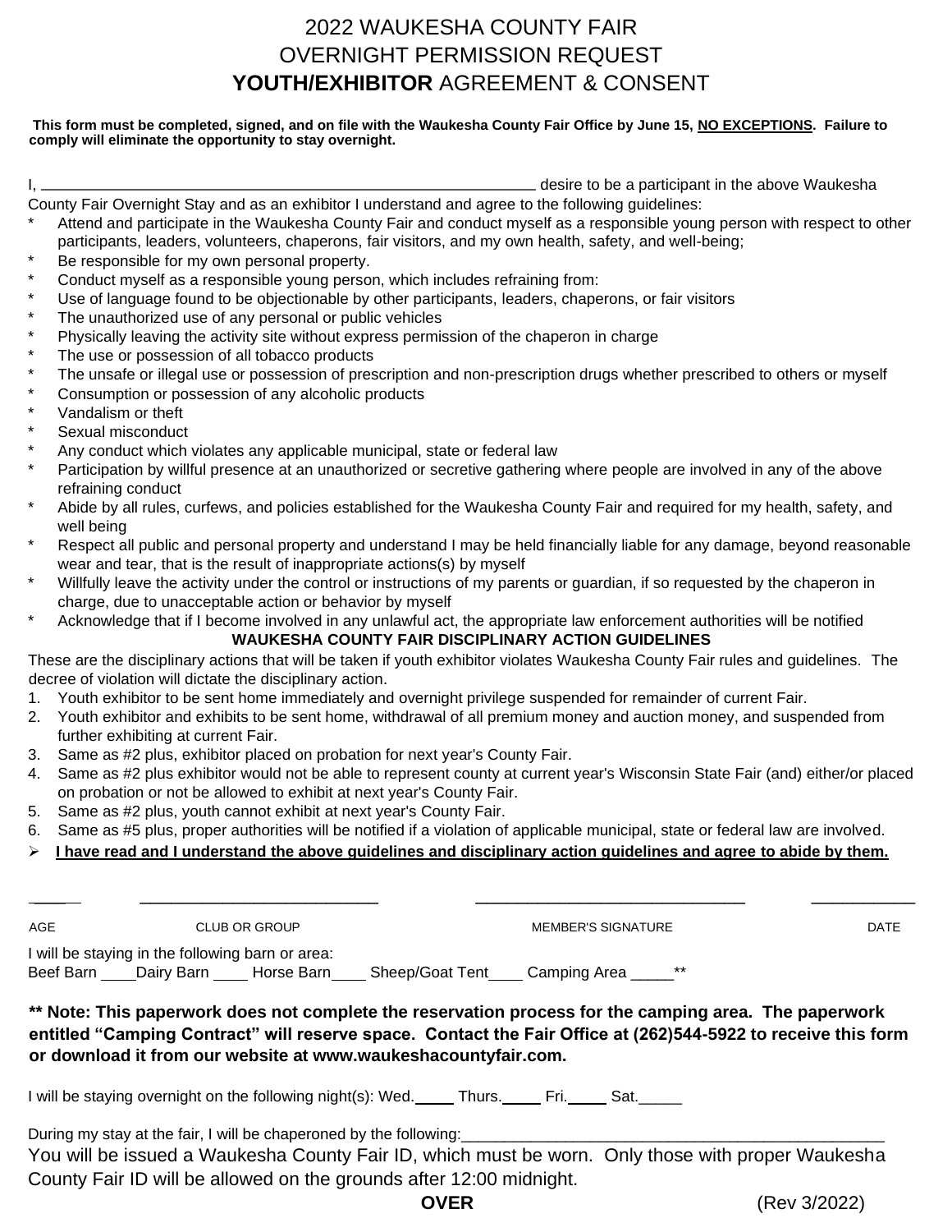# 2022 WAUKESHA COUNTY FAIR
# OVERNIGHT PERMISSION REQUEST
# **YOUTH/EXHIBITOR** AGREEMENT & CONSENT

**This form must be completed, signed, and on file with the Waukesha County Fair Office by June 15, NO EXCEPTIONS. Failure to comply will eliminate the opportunity to stay overnight.**

I, ____________________________________________________________ desire to be a participant in the above Waukesha County Fair Overnight Stay and as an exhibitor I understand and agree to the following guidelines:

- Attend and participate in the Waukesha County Fair and conduct myself as a responsible young person with respect to other participants, leaders, volunteers, chaperons, fair visitors, and my own health, safety, and well-being;
- Be responsible for my own personal property.
- Conduct myself as a responsible young person, which includes refraining from:
- Use of language found to be objectionable by other participants, leaders, chaperons, or fair visitors
- The unauthorized use of any personal or public vehicles
- Physically leaving the activity site without express permission of the chaperon in charge
- The use or possession of all tobacco products
- The unsafe or illegal use or possession of prescription and non-prescription drugs whether prescribed to others or myself
- Consumption or possession of any alcoholic products
- Vandalism or theft
- Sexual misconduct
- Any conduct which violates any applicable municipal, state or federal law
- Participation by willful presence at an unauthorized or secretive gathering where people are involved in any of the above refraining conduct
- Abide by all rules, curfews, and policies established for the Waukesha County Fair and required for my health, safety, and well being
- Respect all public and personal property and understand I may be held financially liable for any damage, beyond reasonable wear and tear, that is the result of inappropriate actions(s) by myself
- Willfully leave the activity under the control or instructions of my parents or guardian, if so requested by the chaperon in charge, due to unacceptable action or behavior by myself
- Acknowledge that if I become involved in any unlawful act, the appropriate law enforcement authorities will be notified

**WAUKESHA COUNTY FAIR DISCIPLINARY ACTION GUIDELINES**

These are the disciplinary actions that will be taken if youth exhibitor violates Waukesha County Fair rules and guidelines. The decree of violation will dictate the disciplinary action.

1. Youth exhibitor to be sent home immediately and overnight privilege suspended for remainder of current Fair.
2. Youth exhibitor and exhibits to be sent home, withdrawal of all premium money and auction money, and suspended from further exhibiting at current Fair.
3. Same as #2 plus, exhibitor placed on probation for next year's County Fair.
4. Same as #2 plus exhibitor would not be able to represent county at current year's Wisconsin State Fair (and) either/or placed on probation or not be allowed to exhibit at next year's County Fair.
5. Same as #2 plus, youth cannot exhibit at next year's County Fair.
6. Same as #5 plus, proper authorities will be notified if a violation of applicable municipal, state or federal law are involved.

➢ **I have read and I understand the above guidelines and disciplinary action guidelines and agree to abide by them.**

| _____ | ___________________________ | ______________________________ | ___________ |
|---|---|---|---|
| AGE | CLUB OR GROUP | MEMBER'S SIGNATURE | DATE |

I will be staying in the following barn or area:
Beef Barn ____Dairy Barn ____ Horse Barn____ Sheep/Goat Tent____ Camping Area _____**

**** Note: This paperwork does not complete the reservation process for the camping area. The paperwork entitled "Camping Contract" will reserve space. Contact the Fair Office at (262)544-5922 to receive this form or download it from our website at www.waukeshacountyfair.com.**

I will be staying overnight on the following night(s): Wed.____ Thurs.____ Fri.____ Sat._____

During my stay at the fair, I will be chaperoned by the following:_______________________________________________

You will be issued a Waukesha County Fair ID, which must be worn. Only those with proper Waukesha County Fair ID will be allowed on the grounds after 12:00 midnight.

**OVER** (Rev 3/2022)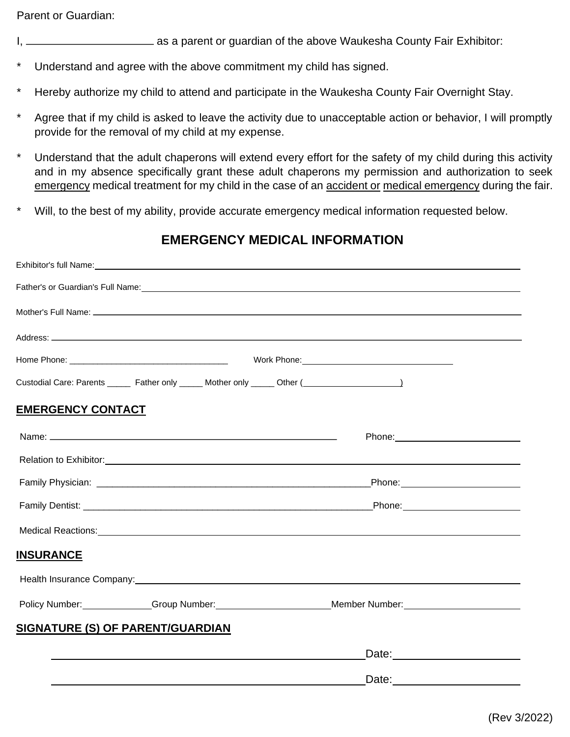Parent or Guardian:

I, ______________________ as a parent or guardian of the above Waukesha County Fair Exhibitor:

- Understand and agree with the above commitment my child has signed.
- Hereby authorize my child to attend and participate in the Waukesha County Fair Overnight Stay.
- Agree that if my child is asked to leave the activity due to unacceptable action or behavior, I will promptly provide for the removal of my child at my expense.
- Understand that the adult chaperons will extend every effort for the safety of my child during this activity and in my absence specifically grant these adult chaperons my permission and authorization to seek emergency medical treatment for my child in the case of an accident or medical emergency during the fair.
- Will, to the best of my ability, provide accurate emergency medical information requested below.

## EMERGENCY MEDICAL INFORMATION

Exhibitor's full Name: ______________________________________________

Father's or Guardian's Full Name: ______________________________________________

Mother's Full Name: ______________________________________________

Address: ______________________________________________

Home Phone: __________________________________ Work Phone: ______________________________

Custodial Care: Parents _____ Father only _____ Mother only _____ Other (____________________)

### EMERGENCY CONTACT

Name: ______________________________________________ Phone: ______________________

Relation to Exhibitor: ______________________________________________

Family Physician: ______________________________________________ Phone: ______________________

Family Dentist: ______________________________________________ Phone: ______________________

Medical Reactions: ______________________________________________

### INSURANCE

Health Insurance Company: ______________________________________________

Policy Number: _____________ Group Number: ______________________ Member Number: ______________________

### SIGNATURE (S) OF PARENT/GUARDIAN

______________________________________________ Date: ______________________

______________________________________________ Date: ______________________

(Rev 3/2022)